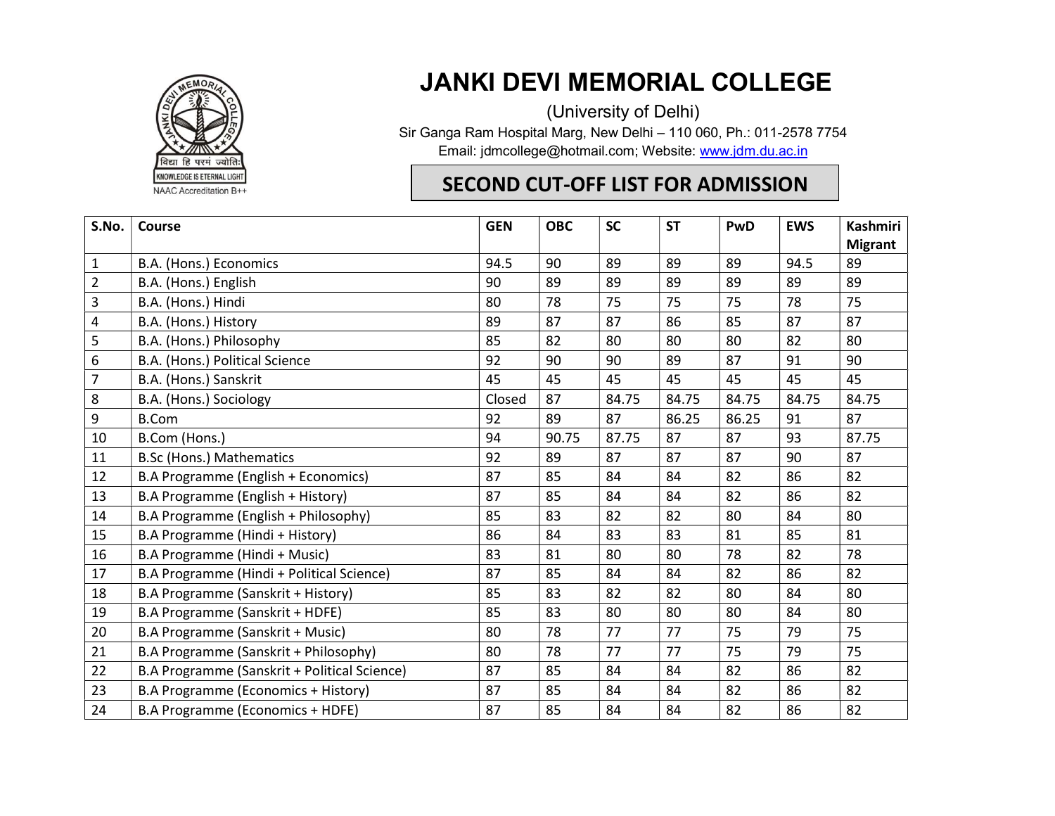# JANKI DEVI MEMORIAL COLLEGE

(University of Delhi)

Sir Ganga Ram Hospital Marg, New Delhi – 110 060, Ph.: 011-2578 7754

Email: jdmcollege@hotmail.com; Website: www.jdm.du.ac.in

विद्या हि परमं ज्योतिः

KNOWLEDGE IS ETERNAL LIGHT

NAAC Accreditation B++

## SECOND CUT-OFF LIST FOR ADMISSION

| S.No. | Course | GEN | OBC | SC | ST | PwD | EWS | Kashmiri Migrant |
|---|---|---|---|---|---|---|---|---|
| 1 | B.A. (Hons.) Economics | 94.5 | 90 | 89 | 89 | 89 | 94.5 | 89 |
| 2 | B.A. (Hons.) English | 90 | 89 | 89 | 89 | 89 | 89 | 89 |
| 3 | B.A. (Hons.) Hindi | 80 | 78 | 75 | 75 | 75 | 78 | 75 |
| 4 | B.A. (Hons.) History | 89 | 87 | 87 | 86 | 85 | 87 | 87 |
| 5 | B.A. (Hons.) Philosophy | 85 | 82 | 80 | 80 | 80 | 82 | 80 |
| 6 | B.A. (Hons.) Political Science | 92 | 90 | 90 | 89 | 87 | 91 | 90 |
| 7 | B.A. (Hons.) Sanskrit | 45 | 45 | 45 | 45 | 45 | 45 | 45 |
| 8 | B.A. (Hons.) Sociology | Closed | 87 | 84.75 | 84.75 | 84.75 | 84.75 | 84.75 |
| 9 | B.Com | 92 | 89 | 87 | 86.25 | 86.25 | 91 | 87 |
| 10 | B.Com (Hons.) | 94 | 90.75 | 87.75 | 87 | 87 | 93 | 87.75 |
| 11 | B.Sc (Hons.) Mathematics | 92 | 89 | 87 | 87 | 87 | 90 | 87 |
| 12 | B.A Programme (English + Economics) | 87 | 85 | 84 | 84 | 82 | 86 | 82 |
| 13 | B.A Programme (English + History) | 87 | 85 | 84 | 84 | 82 | 86 | 82 |
| 14 | B.A Programme (English + Philosophy) | 85 | 83 | 82 | 82 | 80 | 84 | 80 |
| 15 | B.A Programme (Hindi + History) | 86 | 84 | 83 | 83 | 81 | 85 | 81 |
| 16 | B.A Programme (Hindi + Music) | 83 | 81 | 80 | 80 | 78 | 82 | 78 |
| 17 | B.A Programme (Hindi + Political Science) | 87 | 85 | 84 | 84 | 82 | 86 | 82 |
| 18 | B.A Programme (Sanskrit + History) | 85 | 83 | 82 | 82 | 80 | 84 | 80 |
| 19 | B.A Programme (Sanskrit + HDFE) | 85 | 83 | 80 | 80 | 80 | 84 | 80 |
| 20 | B.A Programme (Sanskrit + Music) | 80 | 78 | 77 | 77 | 75 | 79 | 75 |
| 21 | B.A Programme (Sanskrit + Philosophy) | 80 | 78 | 77 | 77 | 75 | 79 | 75 |
| 22 | B.A Programme (Sanskrit + Political Science) | 87 | 85 | 84 | 84 | 82 | 86 | 82 |
| 23 | B.A Programme (Economics + History) | 87 | 85 | 84 | 84 | 82 | 86 | 82 |
| 24 | B.A Programme (Economics + HDFE) | 87 | 85 | 84 | 84 | 82 | 86 | 82 |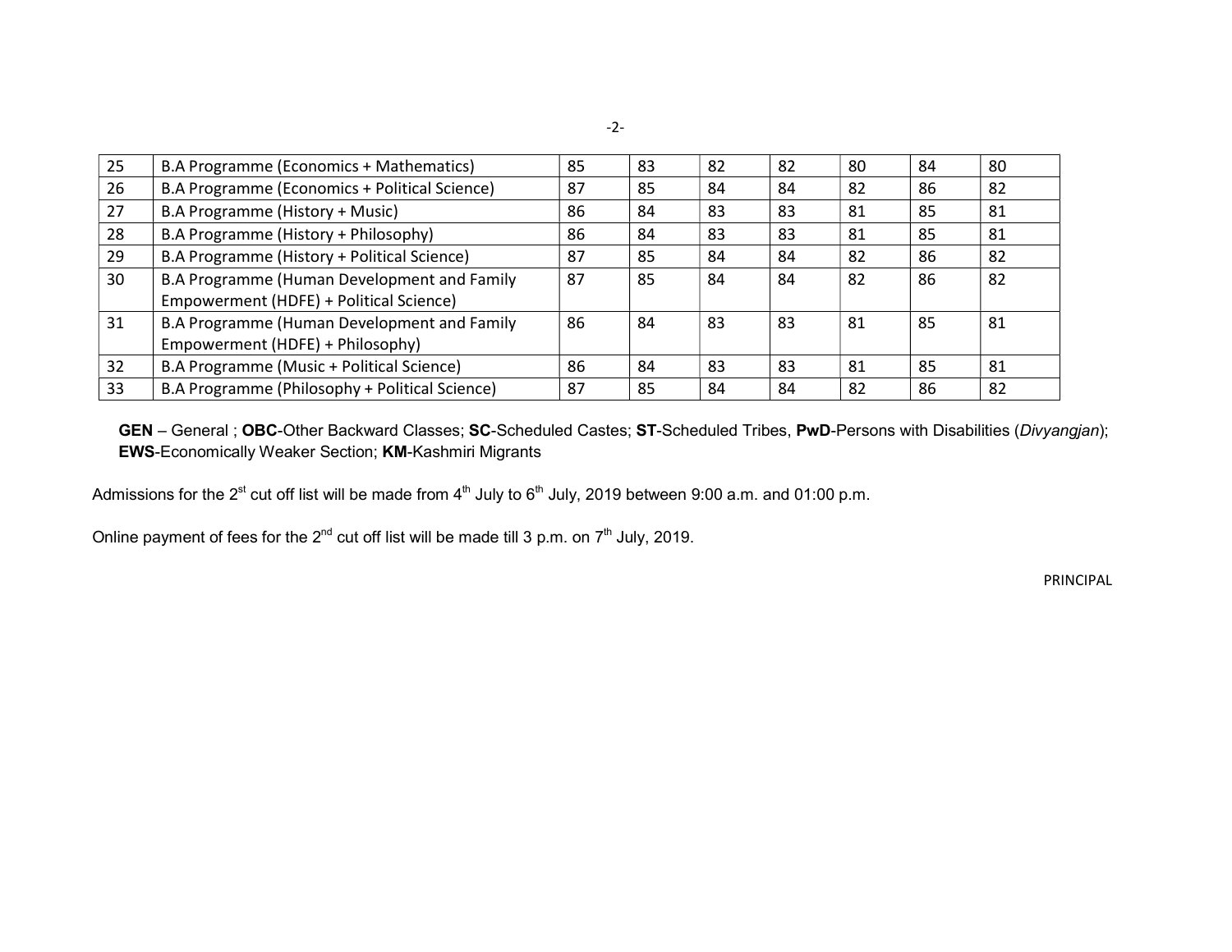| | | | | | | | | |
|---|---|---|---|---|---|---|---|---|
| 25 | B.A Programme (Economics + Mathematics) | 85 | 83 | 82 | 82 | 80 | 84 | 80 |
| 26 | B.A Programme (Economics + Political Science) | 87 | 85 | 84 | 84 | 82 | 86 | 82 |
| 27 | B.A Programme (History + Music) | 86 | 84 | 83 | 83 | 81 | 85 | 81 |
| 28 | B.A Programme (History + Philosophy) | 86 | 84 | 83 | 83 | 81 | 85 | 81 |
| 29 | B.A Programme (History + Political Science) | 87 | 85 | 84 | 84 | 82 | 86 | 82 |
| 30 | B.A Programme (Human Development and Family Empowerment (HDFE) + Political Science) | 87 | 85 | 84 | 84 | 82 | 86 | 82 |
| 31 | B.A Programme (Human Development and Family Empowerment (HDFE) + Philosophy) | 86 | 84 | 83 | 83 | 81 | 85 | 81 |
| 32 | B.A Programme (Music + Political Science) | 86 | 84 | 83 | 83 | 81 | 85 | 81 |
| 33 | B.A Programme (Philosophy + Political Science) | 87 | 85 | 84 | 84 | 82 | 86 | 82 |

**GEN** – General ; **OBC**-Other Backward Classes; **SC**-Scheduled Castes; **ST**-Scheduled Tribes, **PwD**-Persons with Disabilities (*Divyangjan*); **EWS**-Economically Weaker Section; **KM**-Kashmiri Migrants

Admissions for the 2st cut off list will be made from 4th July to 6th July, 2019 between 9:00 a.m. and 01:00 p.m.

Online payment of fees for the 2nd cut off list will be made till 3 p.m. on 7th July, 2019.

PRINCIPAL